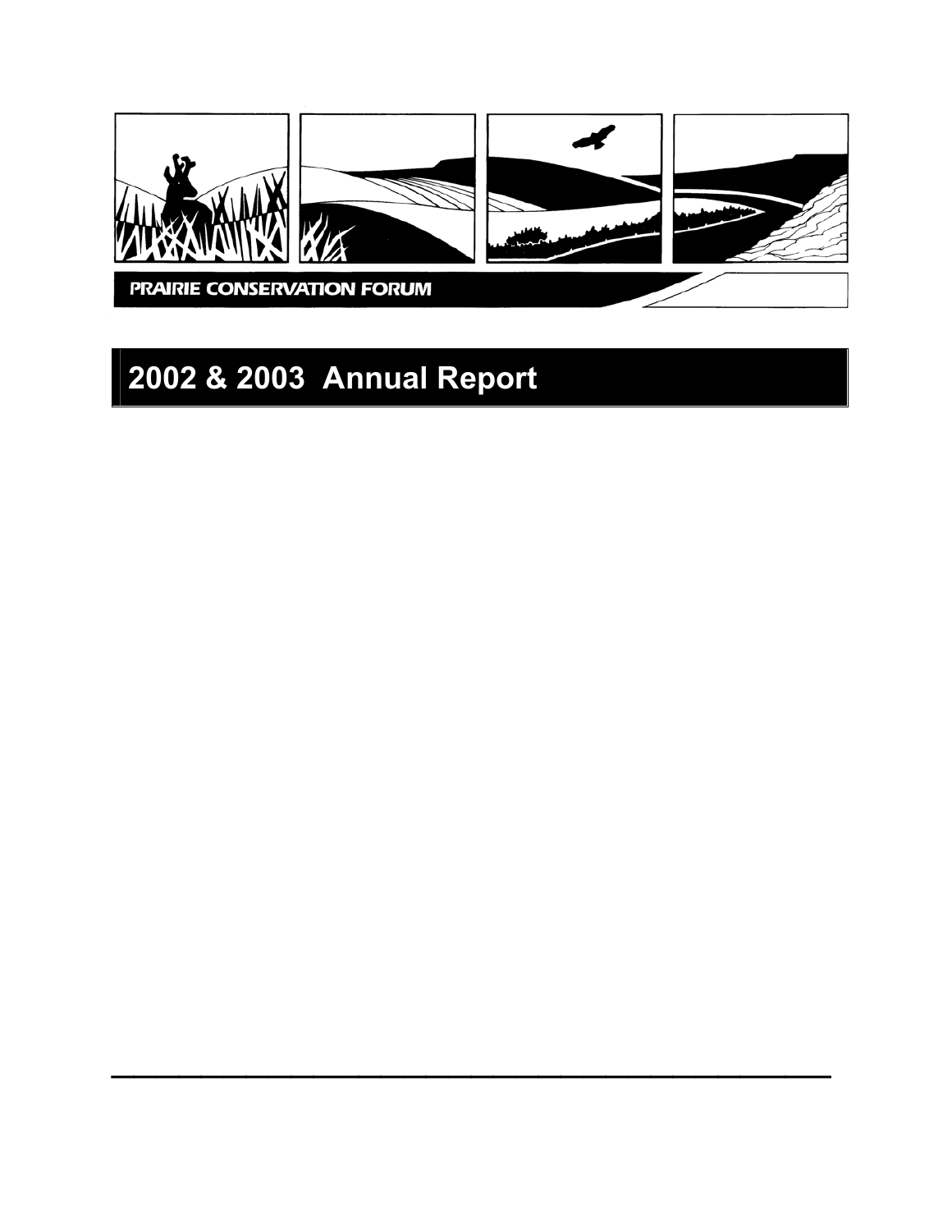PRAIRIE CONSERVATION FORUM

# 2002 & 2003 Annual Report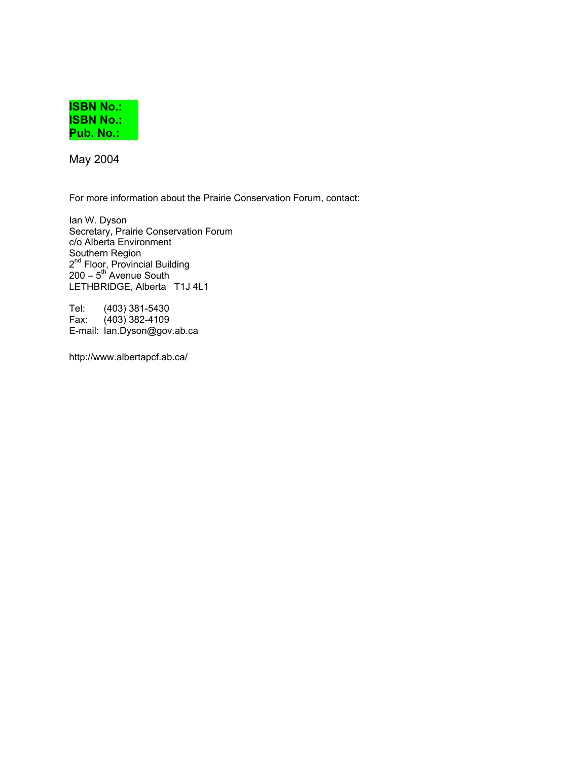**ISBN No.:**
**ISBN No.:**
**Pub. No.:**

May 2004

For more information about the Prairie Conservation Forum, contact:

Ian W. Dyson
Secretary, Prairie Conservation Forum
c/o Alberta Environment
Southern Region
2nd Floor, Provincial Building
200 – 5th Avenue South
LETHBRIDGE, Alberta T1J 4L1

Tel: (403) 381-5430
Fax: (403) 382-4109
E-mail: Ian.Dyson@gov.ab.ca

http://www.albertapcf.ab.ca/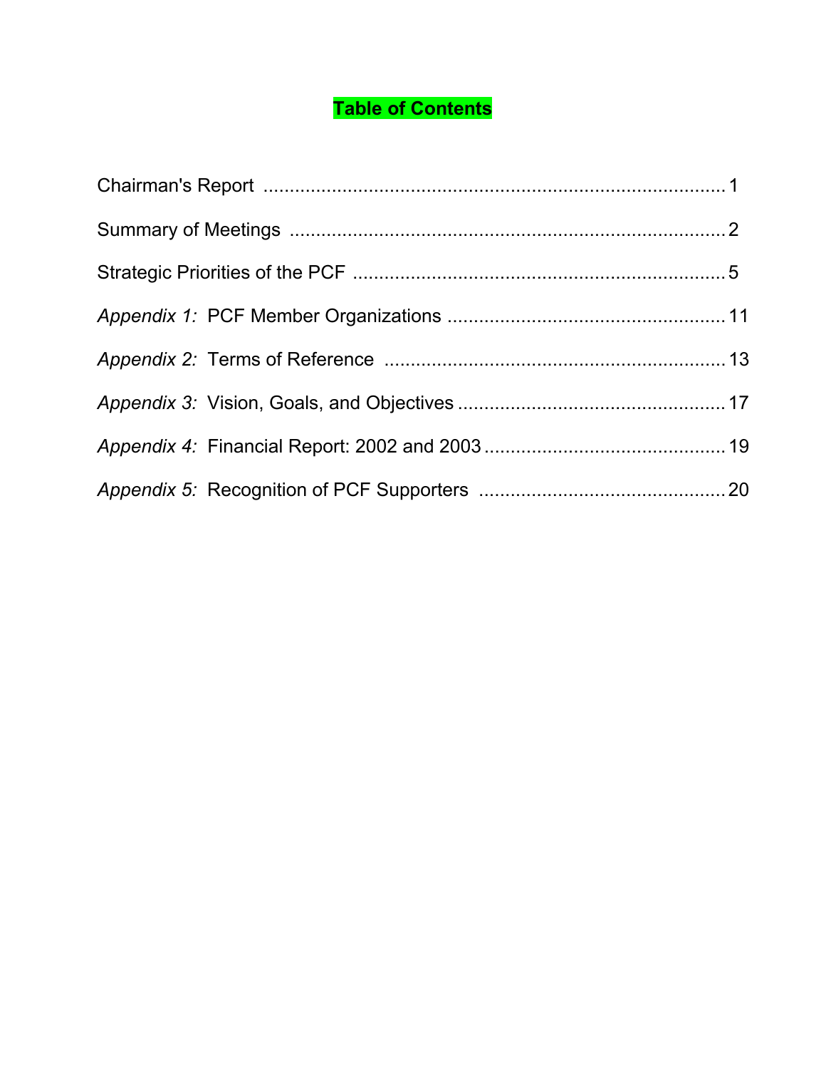# Table of Contents

Chairman's Report ........................................................................................ 1

Summary of Meetings ................................................................................... 2

Strategic Priorities of the PCF ....................................................................... 5

*Appendix 1:* PCF Member Organizations ..................................................... 11

*Appendix 2:* Terms of Reference ................................................................. 13

*Appendix 3:* Vision, Goals, and Objectives .................................................. 17

*Appendix 4:* Financial Report: 2002 and 2003 .............................................. 19

*Appendix 5:* Recognition of PCF Supporters ............................................... 20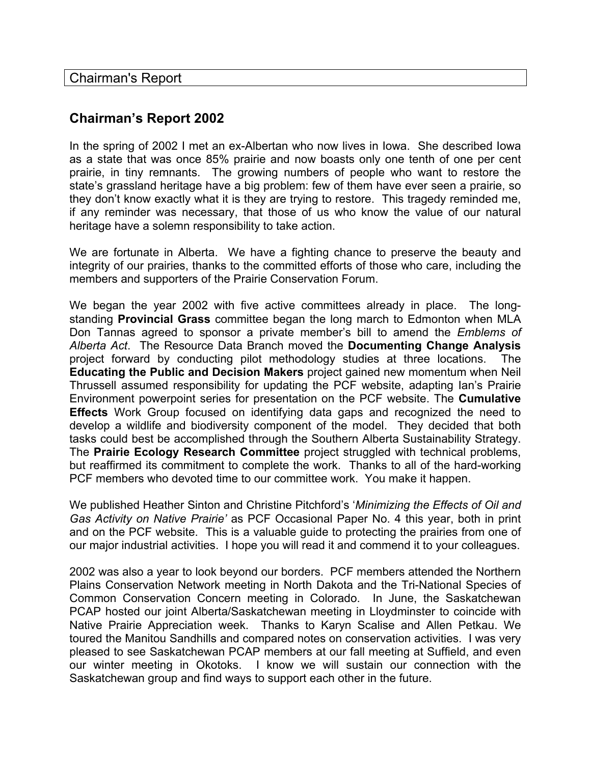Chairman's Report

## Chairman's Report 2002

In the spring of 2002 I met an ex-Albertan who now lives in Iowa. She described Iowa as a state that was once 85% prairie and now boasts only one tenth of one per cent prairie, in tiny remnants. The growing numbers of people who want to restore the state's grassland heritage have a big problem: few of them have ever seen a prairie, so they don't know exactly what it is they are trying to restore. This tragedy reminded me, if any reminder was necessary, that those of us who know the value of our natural heritage have a solemn responsibility to take action.

We are fortunate in Alberta. We have a fighting chance to preserve the beauty and integrity of our prairies, thanks to the committed efforts of those who care, including the members and supporters of the Prairie Conservation Forum.

We began the year 2002 with five active committees already in place. The long-standing **Provincial Grass** committee began the long march to Edmonton when MLA Don Tannas agreed to sponsor a private member's bill to amend the *Emblems of Alberta Act*. The Resource Data Branch moved the **Documenting Change Analysis** project forward by conducting pilot methodology studies at three locations. The **Educating the Public and Decision Makers** project gained new momentum when Neil Thrussell assumed responsibility for updating the PCF website, adapting Ian's Prairie Environment powerpoint series for presentation on the PCF website. The **Cumulative Effects** Work Group focused on identifying data gaps and recognized the need to develop a wildlife and biodiversity component of the model. They decided that both tasks could best be accomplished through the Southern Alberta Sustainability Strategy. The **Prairie Ecology Research Committee** project struggled with technical problems, but reaffirmed its commitment to complete the work. Thanks to all of the hard-working PCF members who devoted time to our committee work. You make it happen.

We published Heather Sinton and Christine Pitchford's '*Minimizing the Effects of Oil and Gas Activity on Native Prairie'* as PCF Occasional Paper No. 4 this year, both in print and on the PCF website. This is a valuable guide to protecting the prairies from one of our major industrial activities. I hope you will read it and commend it to your colleagues.

2002 was also a year to look beyond our borders. PCF members attended the Northern Plains Conservation Network meeting in North Dakota and the Tri-National Species of Common Conservation Concern meeting in Colorado. In June, the Saskatchewan PCAP hosted our joint Alberta/Saskatchewan meeting in Lloydminster to coincide with Native Prairie Appreciation week. Thanks to Karyn Scalise and Allen Petkau. We toured the Manitou Sandhills and compared notes on conservation activities. I was very pleased to see Saskatchewan PCAP members at our fall meeting at Suffield, and even our winter meeting in Okotoks. I know we will sustain our connection with the Saskatchewan group and find ways to support each other in the future.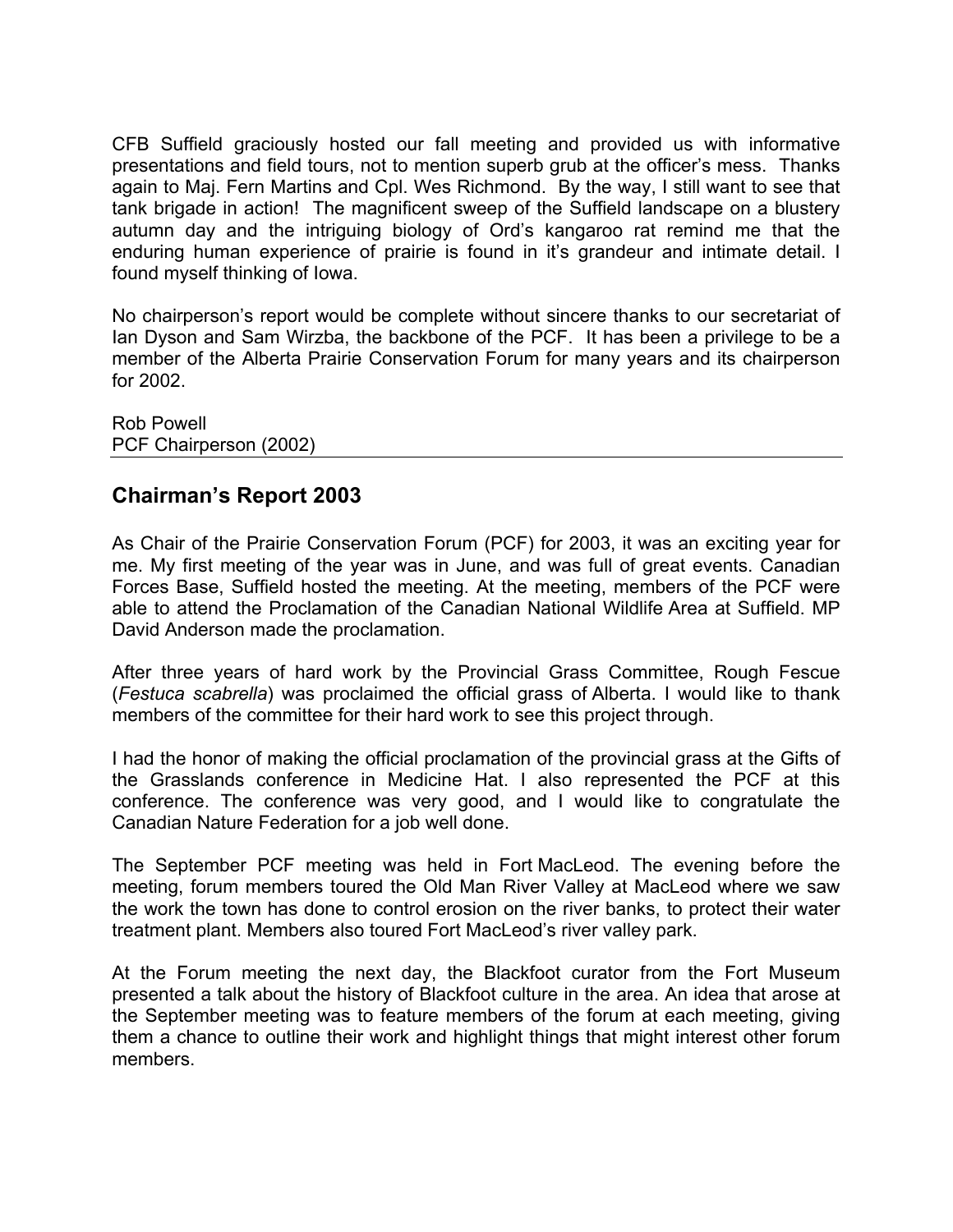CFB Suffield graciously hosted our fall meeting and provided us with informative presentations and field tours, not to mention superb grub at the officer's mess. Thanks again to Maj. Fern Martins and Cpl. Wes Richmond. By the way, I still want to see that tank brigade in action! The magnificent sweep of the Suffield landscape on a blustery autumn day and the intriguing biology of Ord's kangaroo rat remind me that the enduring human experience of prairie is found in it's grandeur and intimate detail. I found myself thinking of Iowa.

No chairperson's report would be complete without sincere thanks to our secretariat of Ian Dyson and Sam Wirzba, the backbone of the PCF. It has been a privilege to be a member of the Alberta Prairie Conservation Forum for many years and its chairperson for 2002.

Rob Powell
PCF Chairperson (2002)

## Chairman's Report 2003

As Chair of the Prairie Conservation Forum (PCF) for 2003, it was an exciting year for me. My first meeting of the year was in June, and was full of great events. Canadian Forces Base, Suffield hosted the meeting. At the meeting, members of the PCF were able to attend the Proclamation of the Canadian National Wildlife Area at Suffield. MP David Anderson made the proclamation.

After three years of hard work by the Provincial Grass Committee, Rough Fescue (*Festuca scabrella*) was proclaimed the official grass of Alberta. I would like to thank members of the committee for their hard work to see this project through.

I had the honor of making the official proclamation of the provincial grass at the Gifts of the Grasslands conference in Medicine Hat. I also represented the PCF at this conference. The conference was very good, and I would like to congratulate the Canadian Nature Federation for a job well done.

The September PCF meeting was held in Fort MacLeod. The evening before the meeting, forum members toured the Old Man River Valley at MacLeod where we saw the work the town has done to control erosion on the river banks, to protect their water treatment plant. Members also toured Fort MacLeod's river valley park.

At the Forum meeting the next day, the Blackfoot curator from the Fort Museum presented a talk about the history of Blackfoot culture in the area. An idea that arose at the September meeting was to feature members of the forum at each meeting, giving them a chance to outline their work and highlight things that might interest other forum members.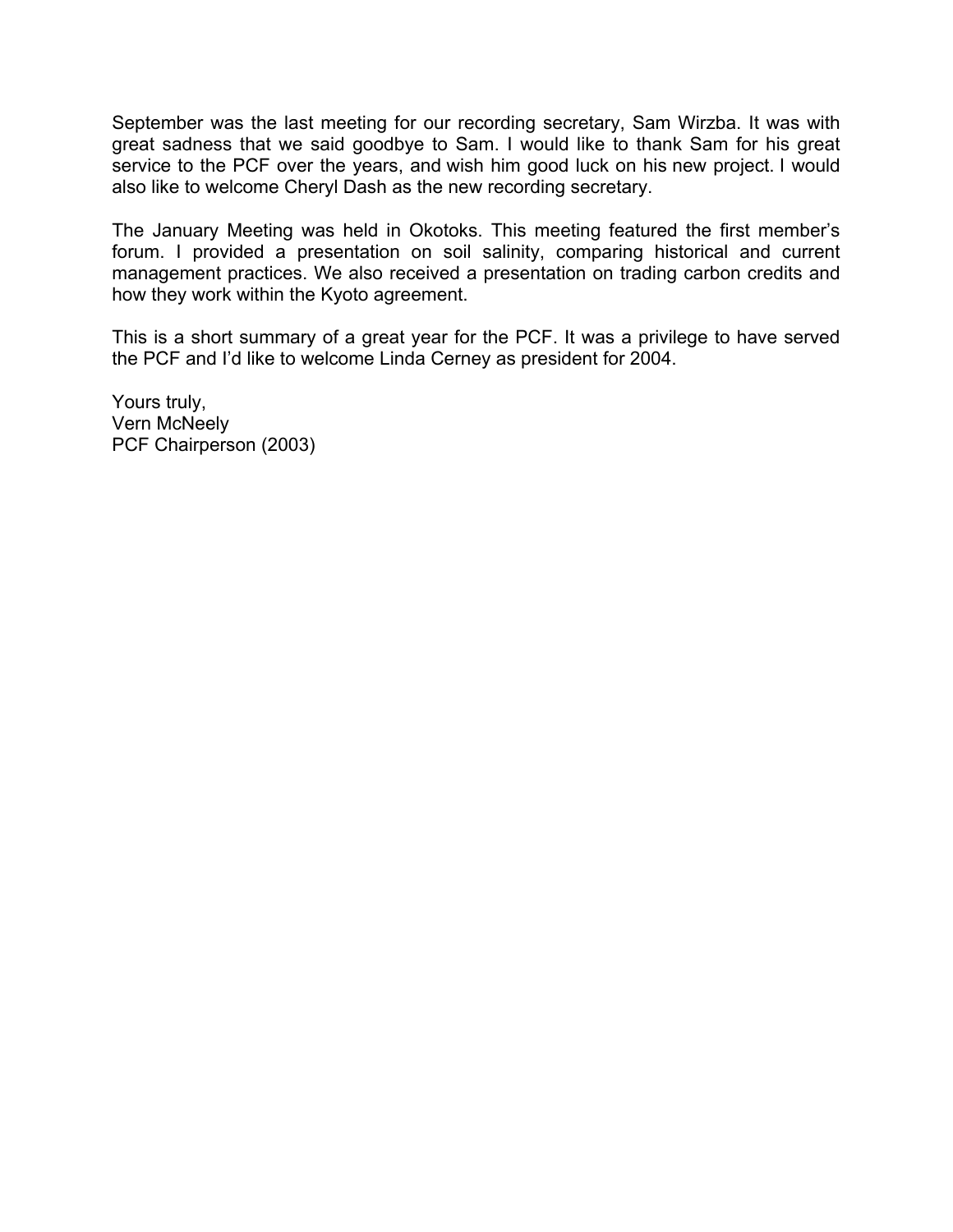September was the last meeting for our recording secretary, Sam Wirzba. It was with great sadness that we said goodbye to Sam. I would like to thank Sam for his great service to the PCF over the years, and wish him good luck on his new project. I would also like to welcome Cheryl Dash as the new recording secretary.

The January Meeting was held in Okotoks. This meeting featured the first member's forum. I provided a presentation on soil salinity, comparing historical and current management practices. We also received a presentation on trading carbon credits and how they work within the Kyoto agreement.

This is a short summary of a great year for the PCF. It was a privilege to have served the PCF and I'd like to welcome Linda Cerney as president for 2004.

Yours truly,
Vern McNeely
PCF Chairperson (2003)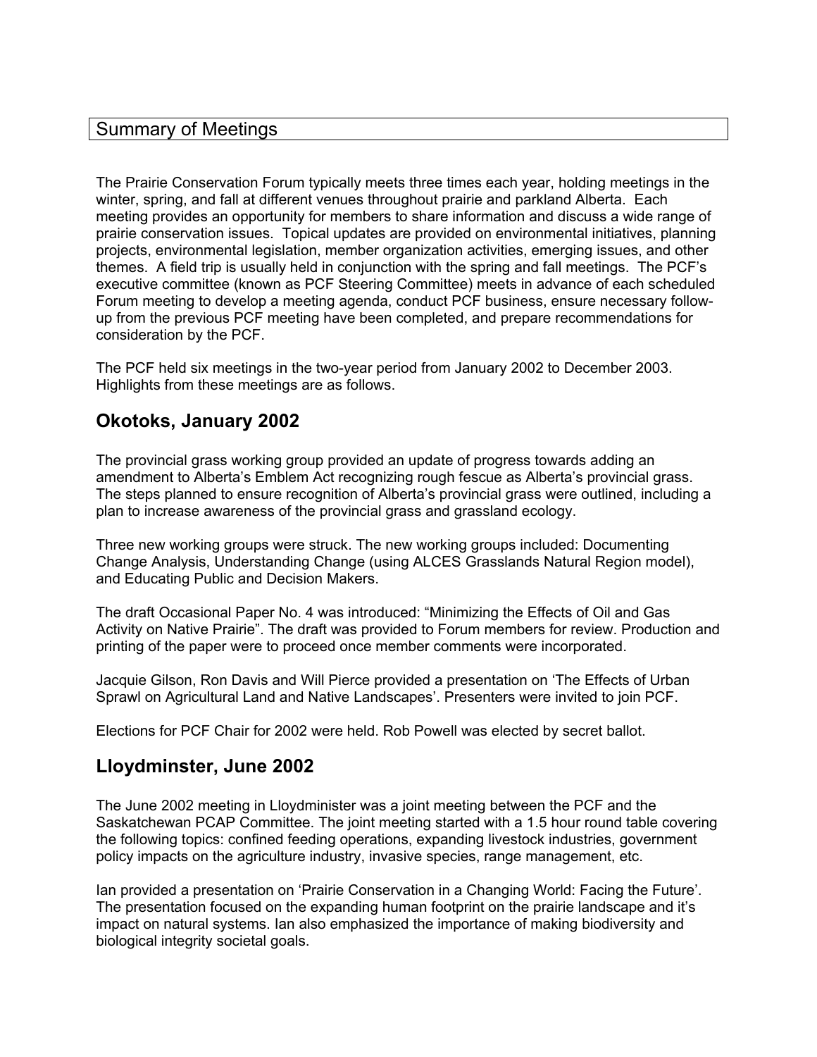## Summary of Meetings

The Prairie Conservation Forum typically meets three times each year, holding meetings in the winter, spring, and fall at different venues throughout prairie and parkland Alberta. Each meeting provides an opportunity for members to share information and discuss a wide range of prairie conservation issues. Topical updates are provided on environmental initiatives, planning projects, environmental legislation, member organization activities, emerging issues, and other themes. A field trip is usually held in conjunction with the spring and fall meetings. The PCF's executive committee (known as PCF Steering Committee) meets in advance of each scheduled Forum meeting to develop a meeting agenda, conduct PCF business, ensure necessary follow-up from the previous PCF meeting have been completed, and prepare recommendations for consideration by the PCF.

The PCF held six meetings in the two-year period from January 2002 to December 2003. Highlights from these meetings are as follows.

### Okotoks, January 2002

The provincial grass working group provided an update of progress towards adding an amendment to Alberta's Emblem Act recognizing rough fescue as Alberta's provincial grass. The steps planned to ensure recognition of Alberta's provincial grass were outlined, including a plan to increase awareness of the provincial grass and grassland ecology.

Three new working groups were struck. The new working groups included: Documenting Change Analysis, Understanding Change (using ALCES Grasslands Natural Region model), and Educating Public and Decision Makers.

The draft Occasional Paper No. 4 was introduced: "Minimizing the Effects of Oil and Gas Activity on Native Prairie". The draft was provided to Forum members for review. Production and printing of the paper were to proceed once member comments were incorporated.

Jacquie Gilson, Ron Davis and Will Pierce provided a presentation on 'The Effects of Urban Sprawl on Agricultural Land and Native Landscapes'. Presenters were invited to join PCF.

Elections for PCF Chair for 2002 were held. Rob Powell was elected by secret ballot.

### Lloydminster, June 2002

The June 2002 meeting in Lloydminister was a joint meeting between the PCF and the Saskatchewan PCAP Committee. The joint meeting started with a 1.5 hour round table covering the following topics: confined feeding operations, expanding livestock industries, government policy impacts on the agriculture industry, invasive species, range management, etc.

Ian provided a presentation on 'Prairie Conservation in a Changing World: Facing the Future'. The presentation focused on the expanding human footprint on the prairie landscape and it's impact on natural systems. Ian also emphasized the importance of making biodiversity and biological integrity societal goals.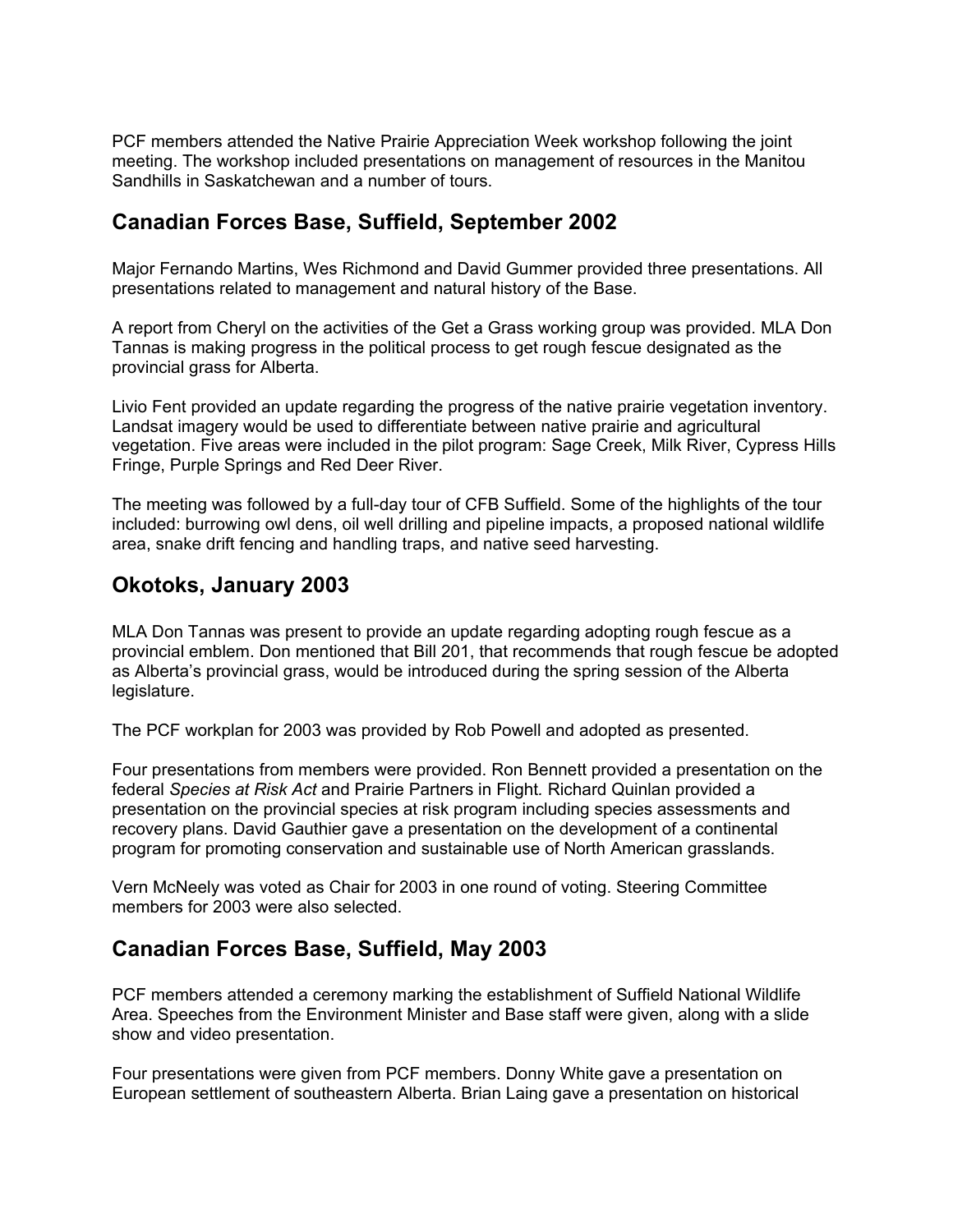PCF members attended the Native Prairie Appreciation Week workshop following the joint meeting. The workshop included presentations on management of resources in the Manitou Sandhills in Saskatchewan and a number of tours.

## Canadian Forces Base, Suffield, September 2002

Major Fernando Martins, Wes Richmond and David Gummer provided three presentations. All presentations related to management and natural history of the Base.

A report from Cheryl on the activities of the Get a Grass working group was provided. MLA Don Tannas is making progress in the political process to get rough fescue designated as the provincial grass for Alberta.

Livio Fent provided an update regarding the progress of the native prairie vegetation inventory. Landsat imagery would be used to differentiate between native prairie and agricultural vegetation. Five areas were included in the pilot program: Sage Creek, Milk River, Cypress Hills Fringe, Purple Springs and Red Deer River.

The meeting was followed by a full-day tour of CFB Suffield. Some of the highlights of the tour included: burrowing owl dens, oil well drilling and pipeline impacts, a proposed national wildlife area, snake drift fencing and handling traps, and native seed harvesting.

## Okotoks, January 2003

MLA Don Tannas was present to provide an update regarding adopting rough fescue as a provincial emblem. Don mentioned that Bill 201, that recommends that rough fescue be adopted as Alberta's provincial grass, would be introduced during the spring session of the Alberta legislature.

The PCF workplan for 2003 was provided by Rob Powell and adopted as presented.

Four presentations from members were provided. Ron Bennett provided a presentation on the federal *Species at Risk Act* and Prairie Partners in Flight. Richard Quinlan provided a presentation on the provincial species at risk program including species assessments and recovery plans. David Gauthier gave a presentation on the development of a continental program for promoting conservation and sustainable use of North American grasslands.

Vern McNeely was voted as Chair for 2003 in one round of voting. Steering Committee members for 2003 were also selected.

## Canadian Forces Base, Suffield, May 2003

PCF members attended a ceremony marking the establishment of Suffield National Wildlife Area. Speeches from the Environment Minister and Base staff were given, along with a slide show and video presentation.

Four presentations were given from PCF members. Donny White gave a presentation on European settlement of southeastern Alberta. Brian Laing gave a presentation on historical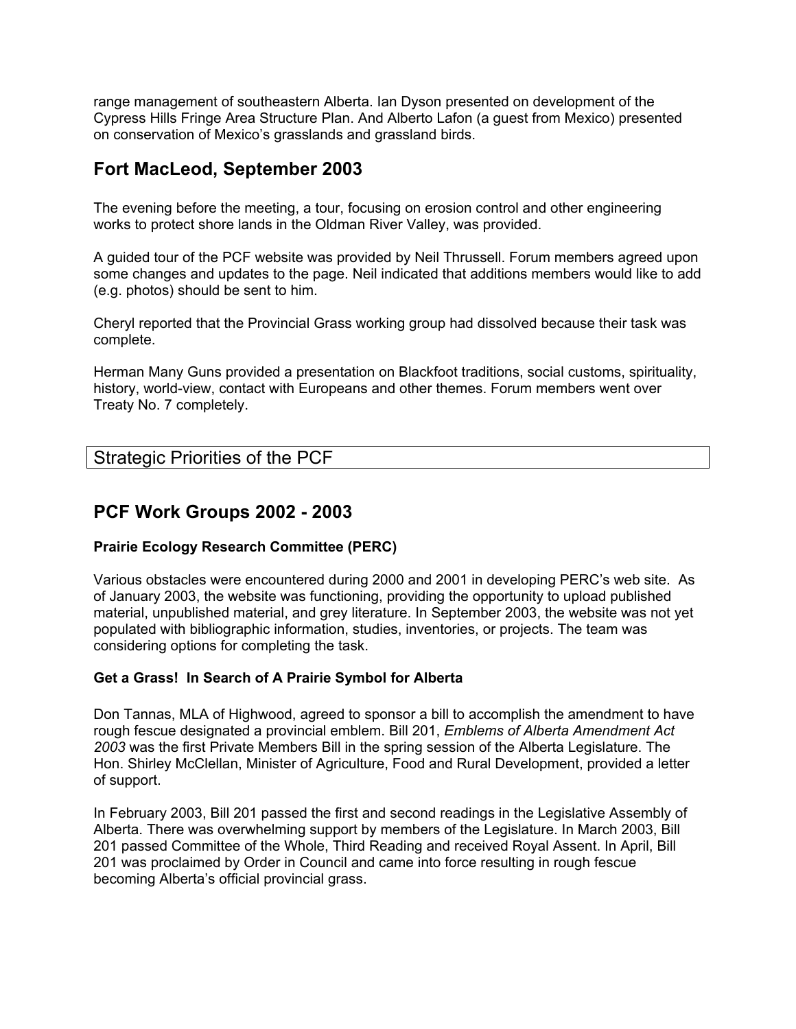range management of southeastern Alberta. Ian Dyson presented on development of the Cypress Hills Fringe Area Structure Plan. And Alberto Lafon (a guest from Mexico) presented on conservation of Mexico's grasslands and grassland birds.

## Fort MacLeod, September 2003

The evening before the meeting, a tour, focusing on erosion control and other engineering works to protect shore lands in the Oldman River Valley, was provided.

A guided tour of the PCF website was provided by Neil Thrussell. Forum members agreed upon some changes and updates to the page. Neil indicated that additions members would like to add (e.g. photos) should be sent to him.

Cheryl reported that the Provincial Grass working group had dissolved because their task was complete.

Herman Many Guns provided a presentation on Blackfoot traditions, social customs, spirituality, history, world-view, contact with Europeans and other themes. Forum members went over Treaty No. 7 completely.

# Strategic Priorities of the PCF

## PCF Work Groups 2002 - 2003

### Prairie Ecology Research Committee (PERC)

Various obstacles were encountered during 2000 and 2001 in developing PERC's web site. As of January 2003, the website was functioning, providing the opportunity to upload published material, unpublished material, and grey literature. In September 2003, the website was not yet populated with bibliographic information, studies, inventories, or projects. The team was considering options for completing the task.

### Get a Grass! In Search of A Prairie Symbol for Alberta

Don Tannas, MLA of Highwood, agreed to sponsor a bill to accomplish the amendment to have rough fescue designated a provincial emblem. Bill 201, *Emblems of Alberta Amendment Act 2003* was the first Private Members Bill in the spring session of the Alberta Legislature. The Hon. Shirley McClellan, Minister of Agriculture, Food and Rural Development, provided a letter of support.

In February 2003, Bill 201 passed the first and second readings in the Legislative Assembly of Alberta. There was overwhelming support by members of the Legislature. In March 2003, Bill 201 passed Committee of the Whole, Third Reading and received Royal Assent. In April, Bill 201 was proclaimed by Order in Council and came into force resulting in rough fescue becoming Alberta's official provincial grass.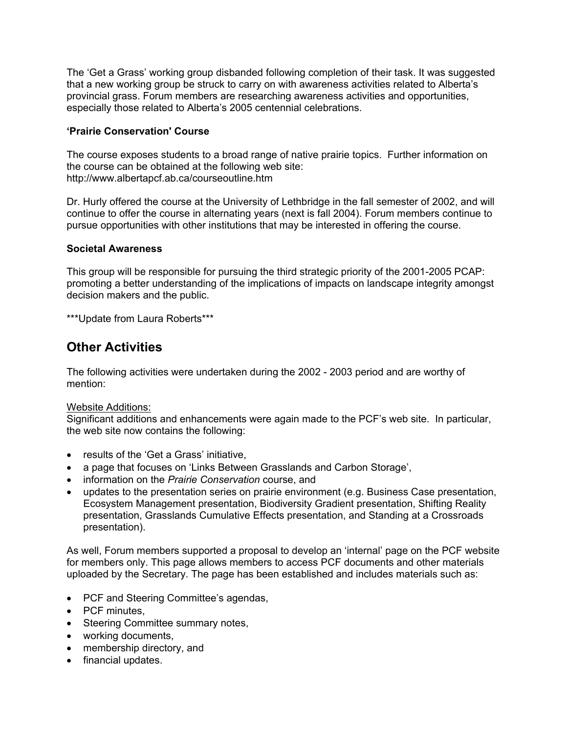The 'Get a Grass' working group disbanded following completion of their task. It was suggested that a new working group be struck to carry on with awareness activities related to Alberta's provincial grass. Forum members are researching awareness activities and opportunities, especially those related to Alberta's 2005 centennial celebrations.

**'Prairie Conservation' Course**

The course exposes students to a broad range of native prairie topics. Further information on the course can be obtained at the following web site:
http://www.albertapcf.ab.ca/courseoutline.htm

Dr. Hurly offered the course at the University of Lethbridge in the fall semester of 2002, and will continue to offer the course in alternating years (next is fall 2004). Forum members continue to pursue opportunities with other institutions that may be interested in offering the course.

**Societal Awareness**

This group will be responsible for pursuing the third strategic priority of the 2001-2005 PCAP: promoting a better understanding of the implications of impacts on landscape integrity amongst decision makers and the public.

***Update from Laura Roberts***

## Other Activities

The following activities were undertaken during the 2002 - 2003 period and are worthy of mention:

Website Additions:
Significant additions and enhancements were again made to the PCF's web site. In particular, the web site now contains the following:

- results of the 'Get a Grass' initiative,
- a page that focuses on 'Links Between Grasslands and Carbon Storage',
- information on the *Prairie Conservation* course, and
- updates to the presentation series on prairie environment (e.g. Business Case presentation, Ecosystem Management presentation, Biodiversity Gradient presentation, Shifting Reality presentation, Grasslands Cumulative Effects presentation, and Standing at a Crossroads presentation).

As well, Forum members supported a proposal to develop an 'internal' page on the PCF website for members only. This page allows members to access PCF documents and other materials uploaded by the Secretary. The page has been established and includes materials such as:

- PCF and Steering Committee's agendas,
- PCF minutes,
- Steering Committee summary notes,
- working documents,
- membership directory, and
- financial updates.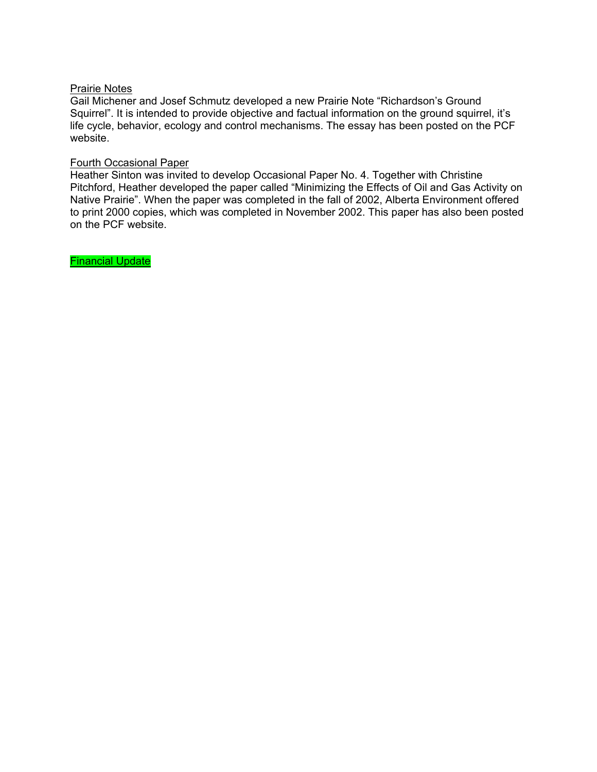Prairie Notes

Gail Michener and Josef Schmutz developed a new Prairie Note "Richardson's Ground Squirrel". It is intended to provide objective and factual information on the ground squirrel, it's life cycle, behavior, ecology and control mechanisms. The essay has been posted on the PCF website.

Fourth Occasional Paper

Heather Sinton was invited to develop Occasional Paper No. 4. Together with Christine Pitchford, Heather developed the paper called "Minimizing the Effects of Oil and Gas Activity on Native Prairie". When the paper was completed in the fall of 2002, Alberta Environment offered to print 2000 copies, which was completed in November 2002. This paper has also been posted on the PCF website.

Financial Update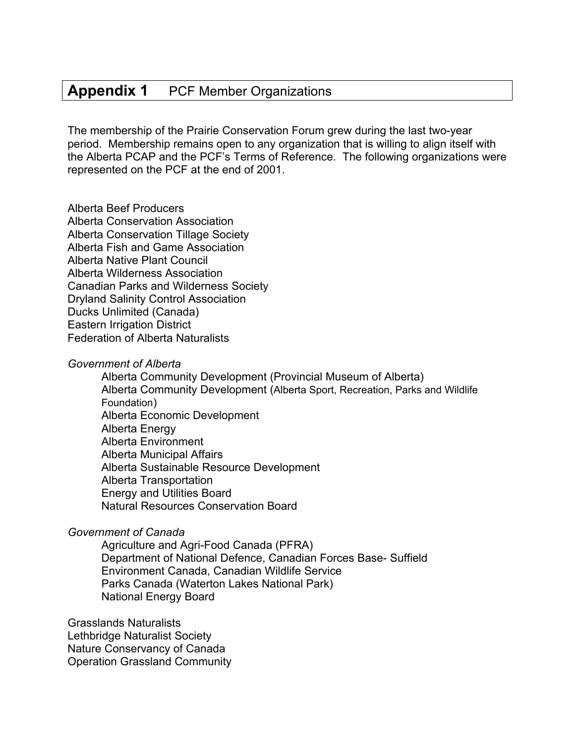# Appendix 1 PCF Member Organizations

The membership of the Prairie Conservation Forum grew during the last two-year period. Membership remains open to any organization that is willing to align itself with the Alberta PCAP and the PCF's Terms of Reference. The following organizations were represented on the PCF at the end of 2001.

Alberta Beef Producers
Alberta Conservation Association
Alberta Conservation Tillage Society
Alberta Fish and Game Association
Alberta Native Plant Council
Alberta Wilderness Association
Canadian Parks and Wilderness Society
Dryland Salinity Control Association
Ducks Unlimited (Canada)
Eastern Irrigation District
Federation of Alberta Naturalists

*Government of Alberta*

- Alberta Community Development (Provincial Museum of Alberta)
- Alberta Community Development (Alberta Sport, Recreation, Parks and Wildlife Foundation)
- Alberta Economic Development
- Alberta Energy
- Alberta Environment
- Alberta Municipal Affairs
- Alberta Sustainable Resource Development
- Alberta Transportation
- Energy and Utilities Board
- Natural Resources Conservation Board

*Government of Canada*

- Agriculture and Agri-Food Canada (PFRA)
- Department of National Defence, Canadian Forces Base- Suffield
- Environment Canada, Canadian Wildlife Service
- Parks Canada (Waterton Lakes National Park)
- National Energy Board

Grasslands Naturalists
Lethbridge Naturalist Society
Nature Conservancy of Canada
Operation Grassland Community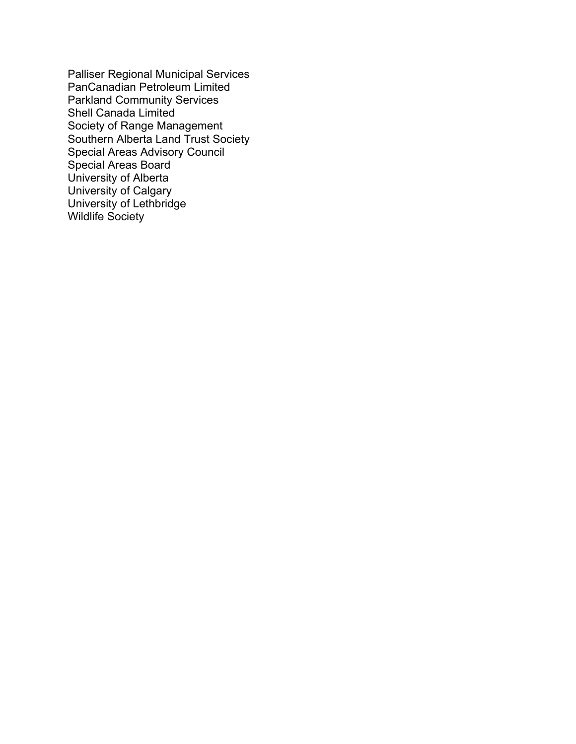Palliser Regional Municipal Services
PanCanadian Petroleum Limited
Parkland Community Services
Shell Canada Limited
Society of Range Management
Southern Alberta Land Trust Society
Special Areas Advisory Council
Special Areas Board
University of Alberta
University of Calgary
University of Lethbridge
Wildlife Society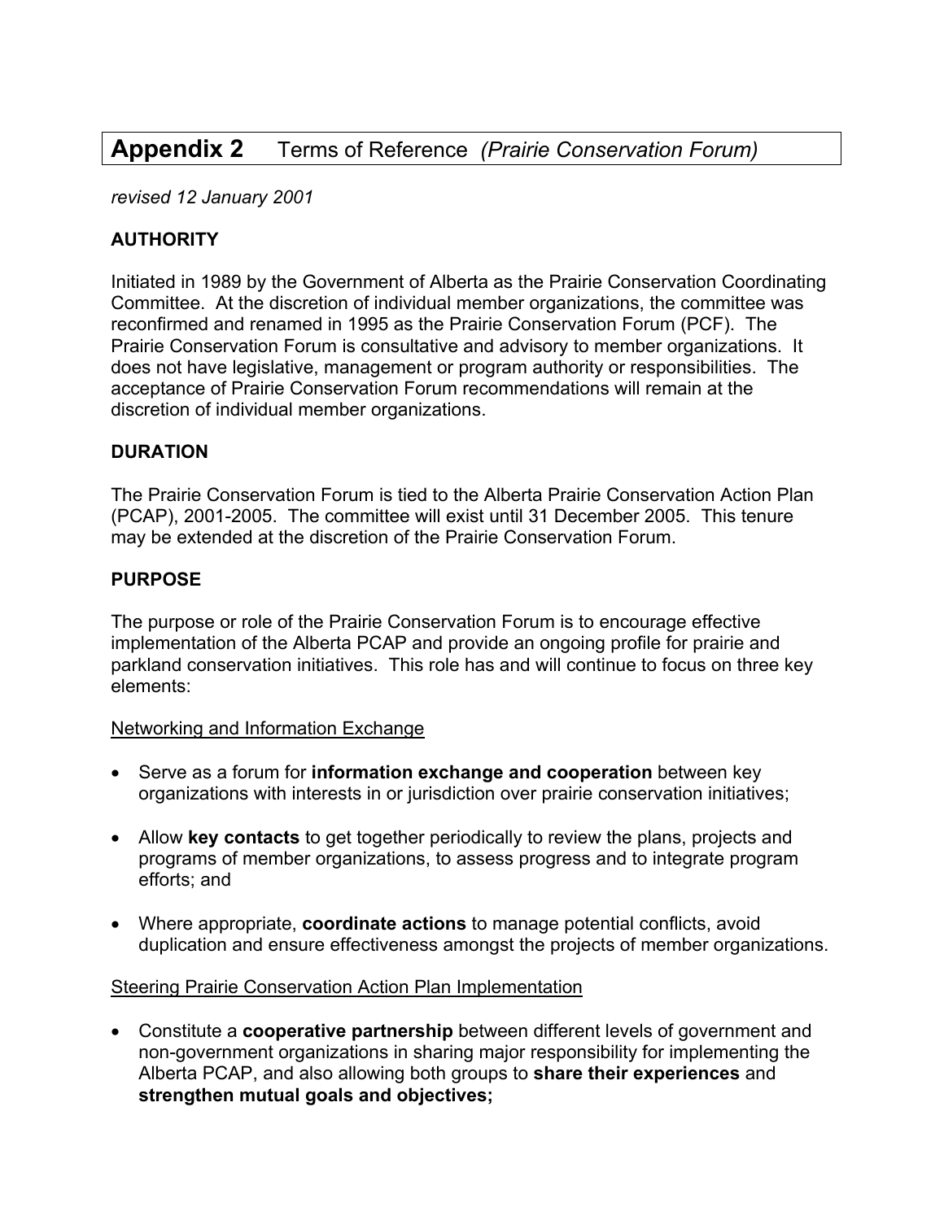# Appendix 2 Terms of Reference *(Prairie Conservation Forum)*

*revised 12 January 2001*

**AUTHORITY**

Initiated in 1989 by the Government of Alberta as the Prairie Conservation Coordinating Committee. At the discretion of individual member organizations, the committee was reconfirmed and renamed in 1995 as the Prairie Conservation Forum (PCF). The Prairie Conservation Forum is consultative and advisory to member organizations. It does not have legislative, management or program authority or responsibilities. The acceptance of Prairie Conservation Forum recommendations will remain at the discretion of individual member organizations.

**DURATION**

The Prairie Conservation Forum is tied to the Alberta Prairie Conservation Action Plan (PCAP), 2001-2005. The committee will exist until 31 December 2005. This tenure may be extended at the discretion of the Prairie Conservation Forum.

**PURPOSE**

The purpose or role of the Prairie Conservation Forum is to encourage effective implementation of the Alberta PCAP and provide an ongoing profile for prairie and parkland conservation initiatives. This role has and will continue to focus on three key elements:

<u>Networking and Information Exchange</u>

- Serve as a forum for **information exchange and cooperation** between key organizations with interests in or jurisdiction over prairie conservation initiatives;
- Allow **key contacts** to get together periodically to review the plans, projects and programs of member organizations, to assess progress and to integrate program efforts; and
- Where appropriate, **coordinate actions** to manage potential conflicts, avoid duplication and ensure effectiveness amongst the projects of member organizations.

<u>Steering Prairie Conservation Action Plan Implementation</u>

- Constitute a **cooperative partnership** between different levels of government and non-government organizations in sharing major responsibility for implementing the Alberta PCAP, and also allowing both groups to **share their experiences** and **strengthen mutual goals and objectives;**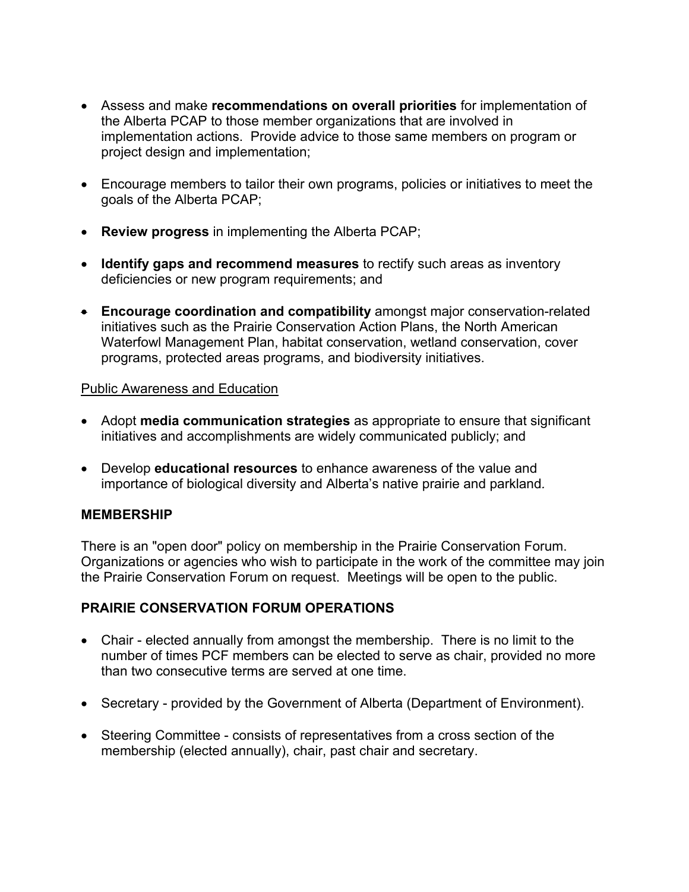- Assess and make **recommendations on overall priorities** for implementation of the Alberta PCAP to those member organizations that are involved in implementation actions. Provide advice to those same members on program or project design and implementation;

- Encourage members to tailor their own programs, policies or initiatives to meet the goals of the Alberta PCAP;

- **Review progress** in implementing the Alberta PCAP;

- **Identify gaps and recommend measures** to rectify such areas as inventory deficiencies or new program requirements; and

- **Encourage coordination and compatibility** amongst major conservation-related initiatives such as the Prairie Conservation Action Plans, the North American Waterfowl Management Plan, habitat conservation, wetland conservation, cover programs, protected areas programs, and biodiversity initiatives.

<u>Public Awareness and Education</u>

- Adopt **media communication strategies** as appropriate to ensure that significant initiatives and accomplishments are widely communicated publicly; and

- Develop **educational resources** to enhance awareness of the value and importance of biological diversity and Alberta's native prairie and parkland.

**MEMBERSHIP**

There is an "open door" policy on membership in the Prairie Conservation Forum. Organizations or agencies who wish to participate in the work of the committee may join the Prairie Conservation Forum on request. Meetings will be open to the public.

**PRAIRIE CONSERVATION FORUM OPERATIONS**

- Chair - elected annually from amongst the membership. There is no limit to the number of times PCF members can be elected to serve as chair, provided no more than two consecutive terms are served at one time.

- Secretary - provided by the Government of Alberta (Department of Environment).

- Steering Committee - consists of representatives from a cross section of the membership (elected annually), chair, past chair and secretary.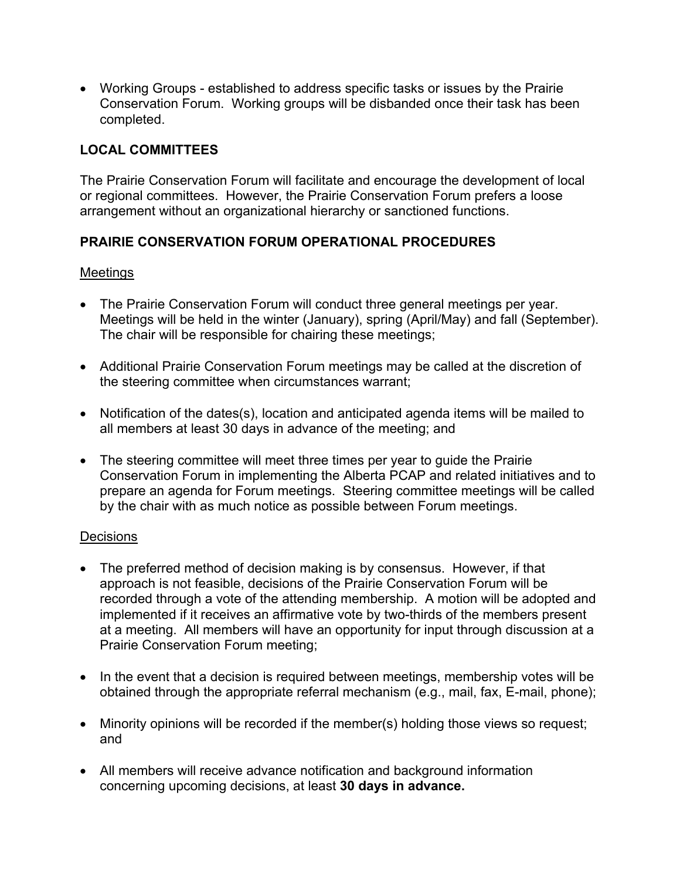- Working Groups - established to address specific tasks or issues by the Prairie Conservation Forum. Working groups will be disbanded once their task has been completed.

## LOCAL COMMITTEES

The Prairie Conservation Forum will facilitate and encourage the development of local or regional committees. However, the Prairie Conservation Forum prefers a loose arrangement without an organizational hierarchy or sanctioned functions.

## PRAIRIE CONSERVATION FORUM OPERATIONAL PROCEDURES

### Meetings

- The Prairie Conservation Forum will conduct three general meetings per year. Meetings will be held in the winter (January), spring (April/May) and fall (September). The chair will be responsible for chairing these meetings;
- Additional Prairie Conservation Forum meetings may be called at the discretion of the steering committee when circumstances warrant;
- Notification of the dates(s), location and anticipated agenda items will be mailed to all members at least 30 days in advance of the meeting; and
- The steering committee will meet three times per year to guide the Prairie Conservation Forum in implementing the Alberta PCAP and related initiatives and to prepare an agenda for Forum meetings. Steering committee meetings will be called by the chair with as much notice as possible between Forum meetings.

### Decisions

- The preferred method of decision making is by consensus. However, if that approach is not feasible, decisions of the Prairie Conservation Forum will be recorded through a vote of the attending membership. A motion will be adopted and implemented if it receives an affirmative vote by two-thirds of the members present at a meeting. All members will have an opportunity for input through discussion at a Prairie Conservation Forum meeting;
- In the event that a decision is required between meetings, membership votes will be obtained through the appropriate referral mechanism (e.g., mail, fax, E-mail, phone);
- Minority opinions will be recorded if the member(s) holding those views so request; and
- All members will receive advance notification and background information concerning upcoming decisions, at least **30 days in advance.**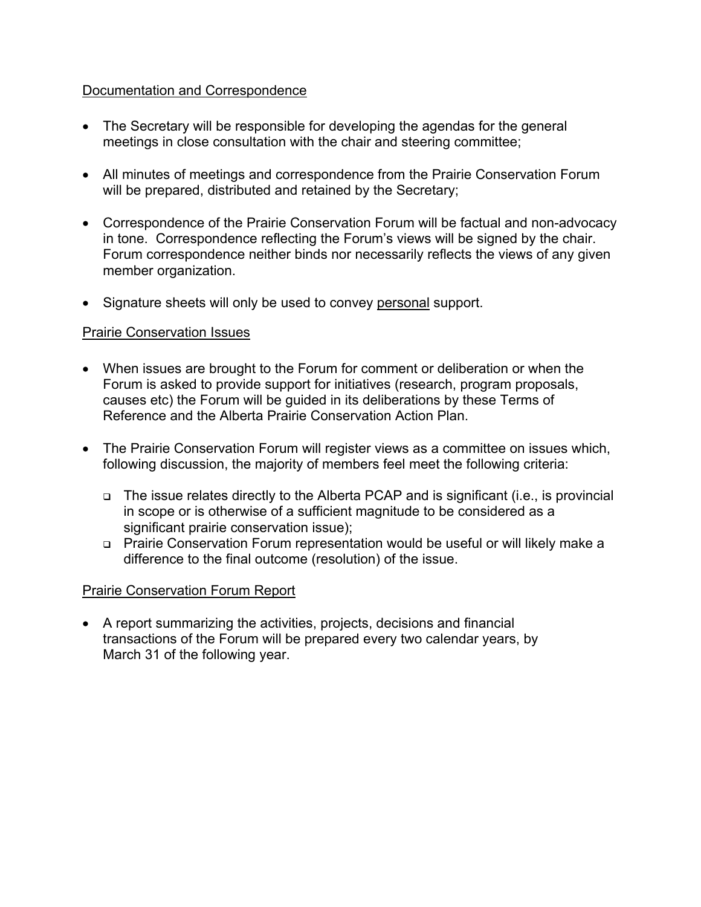Documentation and Correspondence

- The Secretary will be responsible for developing the agendas for the general meetings in close consultation with the chair and steering committee;
- All minutes of meetings and correspondence from the Prairie Conservation Forum will be prepared, distributed and retained by the Secretary;
- Correspondence of the Prairie Conservation Forum will be factual and non-advocacy in tone. Correspondence reflecting the Forum's views will be signed by the chair. Forum correspondence neither binds nor necessarily reflects the views of any given member organization.
- Signature sheets will only be used to convey personal support.

Prairie Conservation Issues

- When issues are brought to the Forum for comment or deliberation or when the Forum is asked to provide support for initiatives (research, program proposals, causes etc) the Forum will be guided in its deliberations by these Terms of Reference and the Alberta Prairie Conservation Action Plan.
- The Prairie Conservation Forum will register views as a committee on issues which, following discussion, the majority of members feel meet the following criteria:
  - The issue relates directly to the Alberta PCAP and is significant (i.e., is provincial in scope or is otherwise of a sufficient magnitude to be considered as a significant prairie conservation issue);
  - Prairie Conservation Forum representation would be useful or will likely make a difference to the final outcome (resolution) of the issue.

Prairie Conservation Forum Report

- A report summarizing the activities, projects, decisions and financial transactions of the Forum will be prepared every two calendar years, by March 31 of the following year.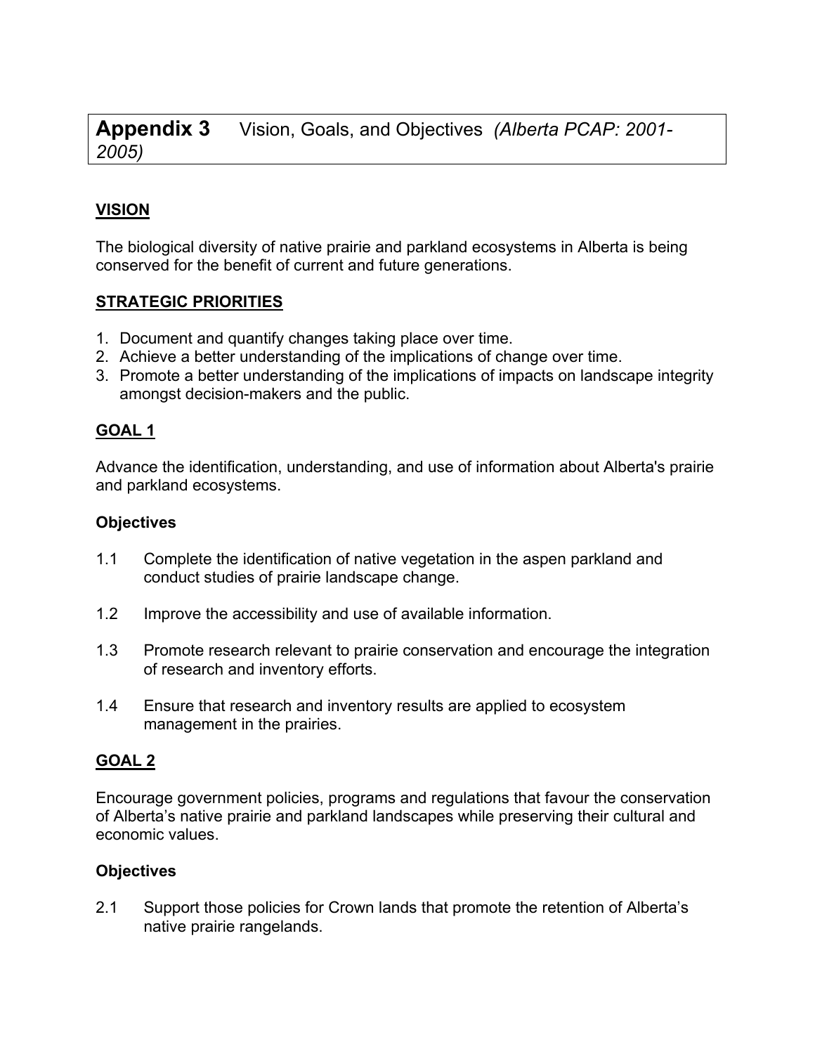# **Appendix 3** Vision, Goals, and Objectives *(Alberta PCAP: 2001-2005)*

## VISION

The biological diversity of native prairie and parkland ecosystems in Alberta is being conserved for the benefit of current and future generations.

## STRATEGIC PRIORITIES

1. Document and quantify changes taking place over time.
2. Achieve a better understanding of the implications of change over time.
3. Promote a better understanding of the implications of impacts on landscape integrity amongst decision-makers and the public.

## GOAL 1

Advance the identification, understanding, and use of information about Alberta's prairie and parkland ecosystems.

### Objectives

1.1 Complete the identification of native vegetation in the aspen parkland and conduct studies of prairie landscape change.

1.2 Improve the accessibility and use of available information.

1.3 Promote research relevant to prairie conservation and encourage the integration of research and inventory efforts.

1.4 Ensure that research and inventory results are applied to ecosystem management in the prairies.

## GOAL 2

Encourage government policies, programs and regulations that favour the conservation of Alberta's native prairie and parkland landscapes while preserving their cultural and economic values.

### Objectives

2.1 Support those policies for Crown lands that promote the retention of Alberta's native prairie rangelands.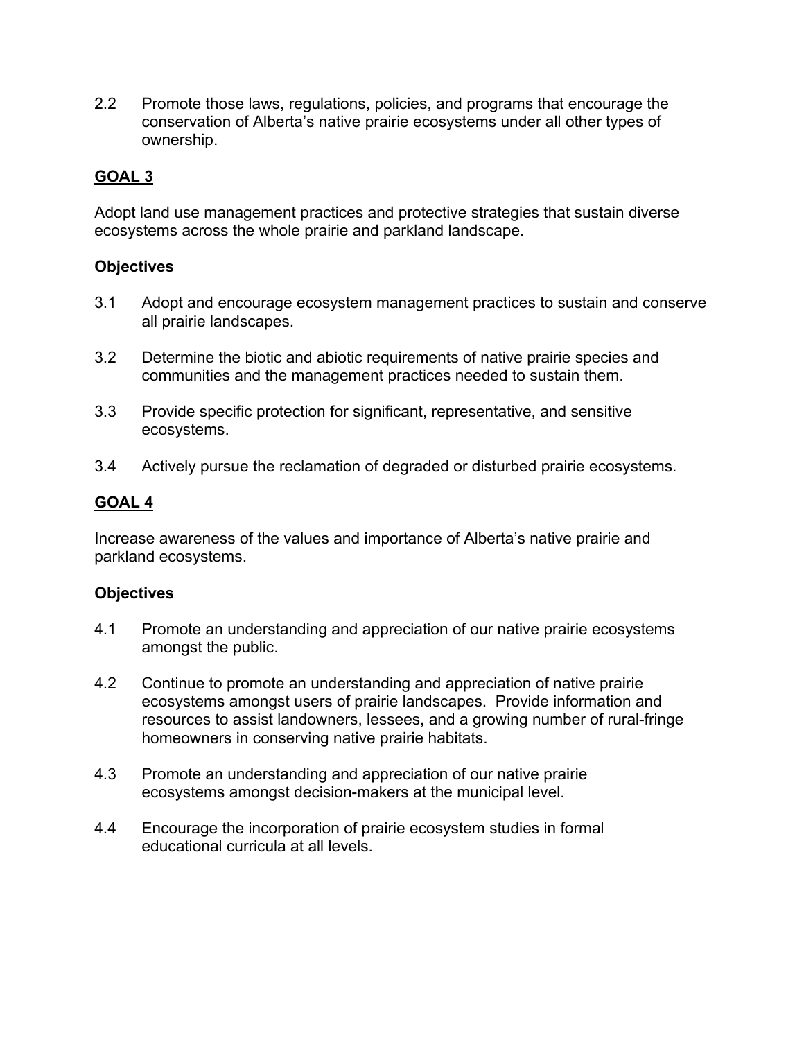2.2 Promote those laws, regulations, policies, and programs that encourage the conservation of Alberta's native prairie ecosystems under all other types of ownership.

## GOAL 3

Adopt land use management practices and protective strategies that sustain diverse ecosystems across the whole prairie and parkland landscape.

### Objectives

3.1 Adopt and encourage ecosystem management practices to sustain and conserve all prairie landscapes.

3.2 Determine the biotic and abiotic requirements of native prairie species and communities and the management practices needed to sustain them.

3.3 Provide specific protection for significant, representative, and sensitive ecosystems.

3.4 Actively pursue the reclamation of degraded or disturbed prairie ecosystems.

## GOAL 4

Increase awareness of the values and importance of Alberta's native prairie and parkland ecosystems.

### Objectives

4.1 Promote an understanding and appreciation of our native prairie ecosystems amongst the public.

4.2 Continue to promote an understanding and appreciation of native prairie ecosystems amongst users of prairie landscapes. Provide information and resources to assist landowners, lessees, and a growing number of rural-fringe homeowners in conserving native prairie habitats.

4.3 Promote an understanding and appreciation of our native prairie ecosystems amongst decision-makers at the municipal level.

4.4 Encourage the incorporation of prairie ecosystem studies in formal educational curricula at all levels.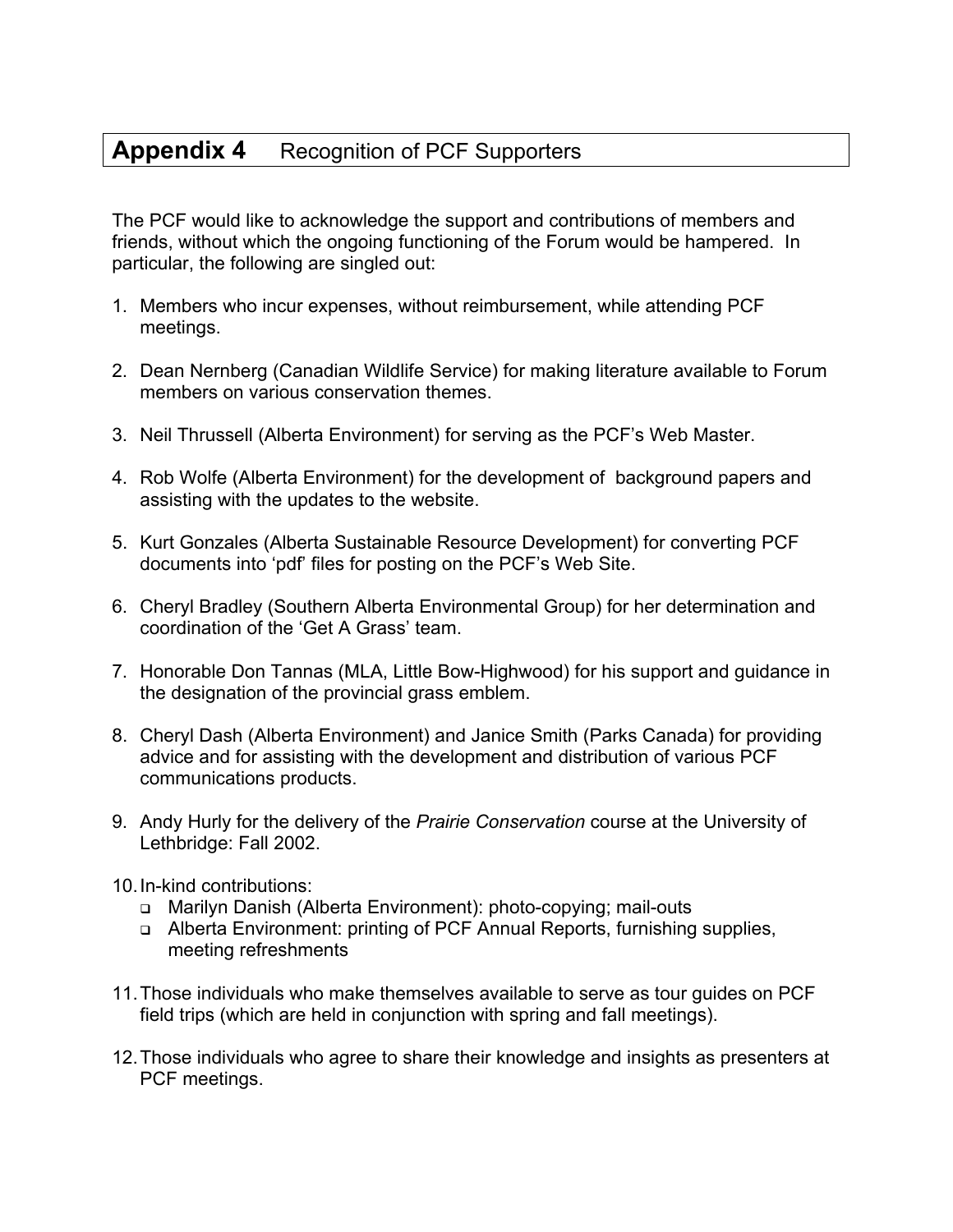# Appendix 4 Recognition of PCF Supporters

The PCF would like to acknowledge the support and contributions of members and friends, without which the ongoing functioning of the Forum would be hampered. In particular, the following are singled out:

1. Members who incur expenses, without reimbursement, while attending PCF meetings.

2. Dean Nernberg (Canadian Wildlife Service) for making literature available to Forum members on various conservation themes.

3. Neil Thrussell (Alberta Environment) for serving as the PCF's Web Master.

4. Rob Wolfe (Alberta Environment) for the development of background papers and assisting with the updates to the website.

5. Kurt Gonzales (Alberta Sustainable Resource Development) for converting PCF documents into 'pdf' files for posting on the PCF's Web Site.

6. Cheryl Bradley (Southern Alberta Environmental Group) for her determination and coordination of the 'Get A Grass' team.

7. Honorable Don Tannas (MLA, Little Bow-Highwood) for his support and guidance in the designation of the provincial grass emblem.

8. Cheryl Dash (Alberta Environment) and Janice Smith (Parks Canada) for providing advice and for assisting with the development and distribution of various PCF communications products.

9. Andy Hurly for the delivery of the *Prairie Conservation* course at the University of Lethbridge: Fall 2002.

10. In-kind contributions:
    - Marilyn Danish (Alberta Environment): photo-copying; mail-outs
    - Alberta Environment: printing of PCF Annual Reports, furnishing supplies, meeting refreshments

11. Those individuals who make themselves available to serve as tour guides on PCF field trips (which are held in conjunction with spring and fall meetings).

12. Those individuals who agree to share their knowledge and insights as presenters at PCF meetings.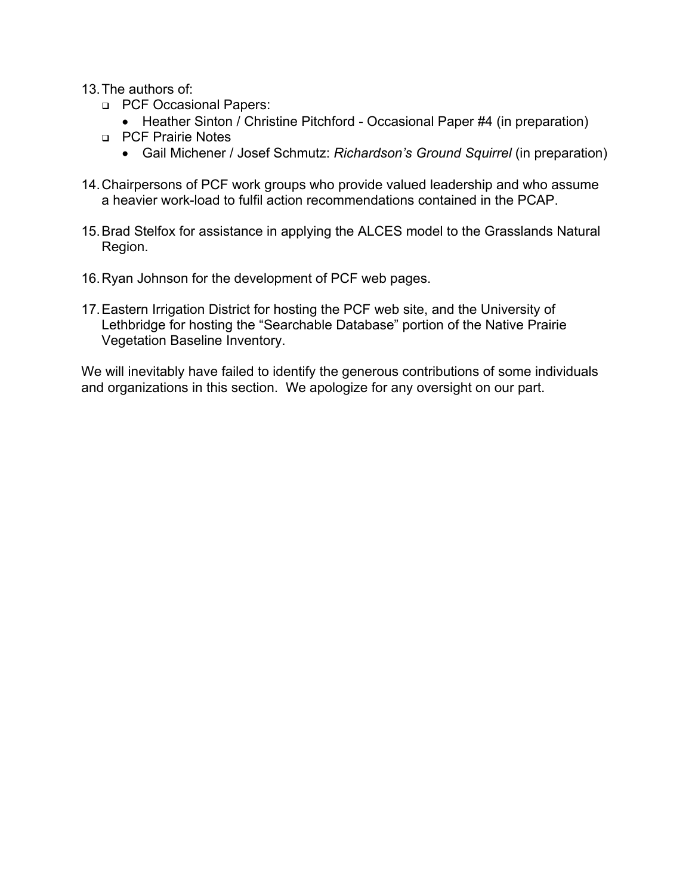13. The authors of:
    - PCF Occasional Papers:
        - Heather Sinton / Christine Pitchford - Occasional Paper #4 (in preparation)
    - PCF Prairie Notes
        - Gail Michener / Josef Schmutz: *Richardson's Ground Squirrel* (in preparation)

14. Chairpersons of PCF work groups who provide valued leadership and who assume a heavier work-load to fulfil action recommendations contained in the PCAP.

15. Brad Stelfox for assistance in applying the ALCES model to the Grasslands Natural Region.

16. Ryan Johnson for the development of PCF web pages.

17. Eastern Irrigation District for hosting the PCF web site, and the University of Lethbridge for hosting the "Searchable Database" portion of the Native Prairie Vegetation Baseline Inventory.

We will inevitably have failed to identify the generous contributions of some individuals and organizations in this section. We apologize for any oversight on our part.